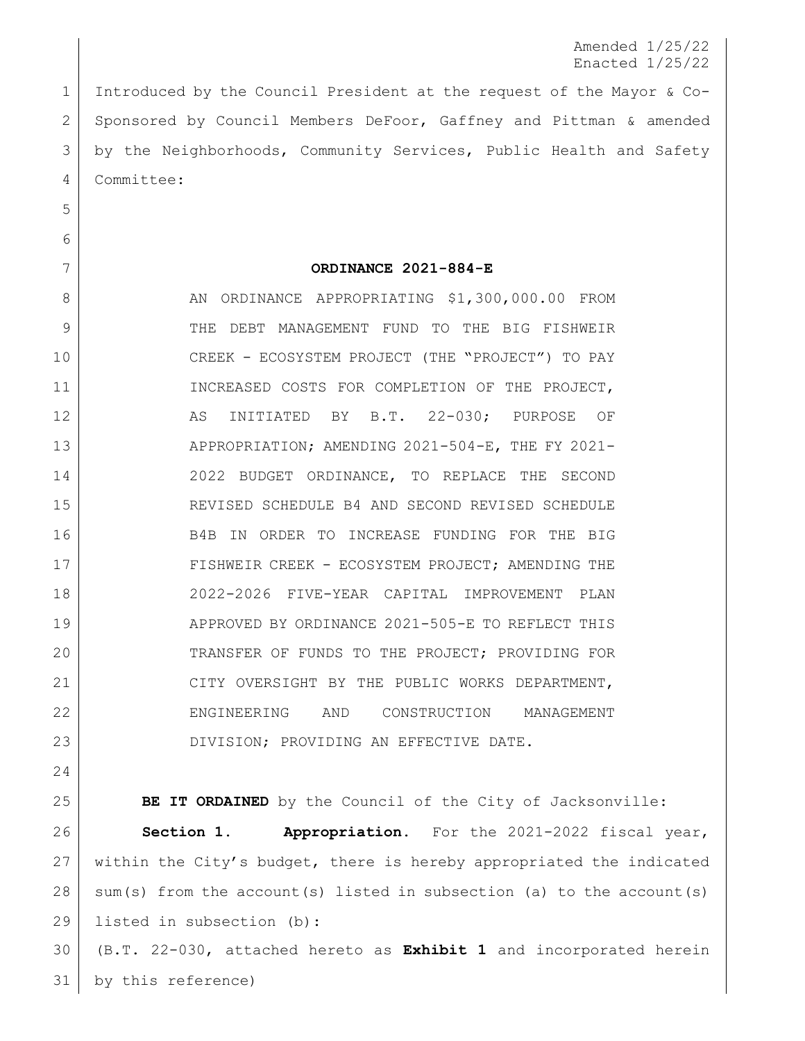Amended 1/25/22
Enacted 1/25/22

Introduced by the Council President at the request of the Mayor & Co-Sponsored by Council Members DeFoor, Gaffney and Pittman & amended by the Neighborhoods, Community Services, Public Health and Safety Committee:

**ORDINANCE 2021-884-E**

AN ORDINANCE APPROPRIATING $1,300,000.00 FROM THE DEBT MANAGEMENT FUND TO THE BIG FISHWEIR CREEK - ECOSYSTEM PROJECT (THE "PROJECT") TO PAY INCREASED COSTS FOR COMPLETION OF THE PROJECT, AS INITIATED BY B.T. 22-030; PURPOSE OF APPROPRIATION; AMENDING 2021-504-E, THE FY 2021-2022 BUDGET ORDINANCE, TO REPLACE THE SECOND REVISED SCHEDULE B4 AND SECOND REVISED SCHEDULE B4B IN ORDER TO INCREASE FUNDING FOR THE BIG FISHWEIR CREEK - ECOSYSTEM PROJECT; AMENDING THE 2022-2026 FIVE-YEAR CAPITAL IMPROVEMENT PLAN APPROVED BY ORDINANCE 2021-505-E TO REFLECT THIS TRANSFER OF FUNDS TO THE PROJECT; PROVIDING FOR CITY OVERSIGHT BY THE PUBLIC WORKS DEPARTMENT, ENGINEERING AND CONSTRUCTION MANAGEMENT DIVISION; PROVIDING AN EFFECTIVE DATE.

**BE IT ORDAINED** by the Council of the City of Jacksonville:

**Section 1. Appropriation.** For the 2021-2022 fiscal year, within the City's budget, there is hereby appropriated the indicated sum(s) from the account(s) listed in subsection (a) to the account(s) listed in subsection (b):

(B.T. 22-030, attached hereto as **Exhibit 1** and incorporated herein by this reference)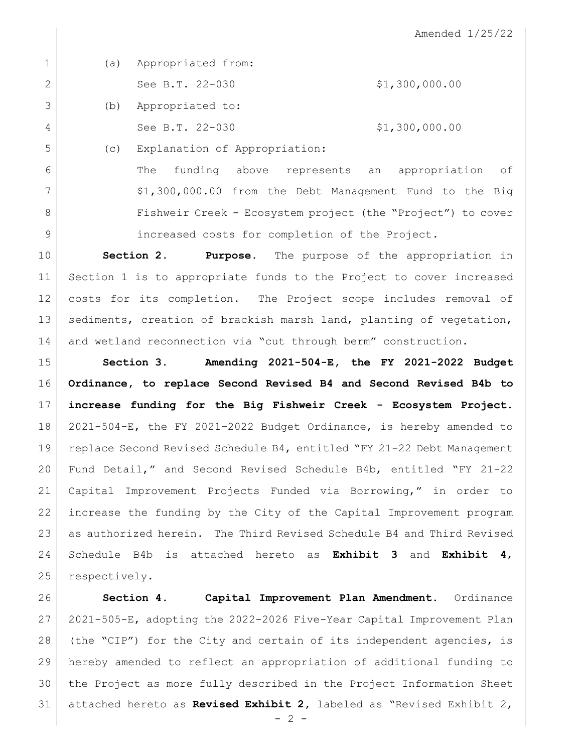Amended 1/25/22

(a) Appropriated from:

See B.T. 22-030 $1,300,000.00

(b) Appropriated to:

See B.T. 22-030 $1,300,000.00

(c) Explanation of Appropriation:

The funding above represents an appropriation of $1,300,000.00 from the Debt Management Fund to the Big Fishweir Creek - Ecosystem project (the "Project") to cover increased costs for completion of the Project.

**Section 2. Purpose.** The purpose of the appropriation in Section 1 is to appropriate funds to the Project to cover increased costs for its completion. The Project scope includes removal of sediments, creation of brackish marsh land, planting of vegetation, and wetland reconnection via "cut through berm" construction.

**Section 3. Amending 2021-504-E, the FY 2021-2022 Budget Ordinance, to replace Second Revised B4 and Second Revised B4b to increase funding for the Big Fishweir Creek - Ecosystem Project.** 2021-504-E, the FY 2021-2022 Budget Ordinance, is hereby amended to replace Second Revised Schedule B4, entitled "FY 21-22 Debt Management Fund Detail," and Second Revised Schedule B4b, entitled "FY 21-22 Capital Improvement Projects Funded via Borrowing," in order to increase the funding by the City of the Capital Improvement program as authorized herein. The Third Revised Schedule B4 and Third Revised Schedule B4b is attached hereto as **Exhibit 3** and **Exhibit 4**, respectively.

**Section 4. Capital Improvement Plan Amendment.** Ordinance 2021-505-E, adopting the 2022-2026 Five-Year Capital Improvement Plan (the "CIP") for the City and certain of its independent agencies, is hereby amended to reflect an appropriation of additional funding to the Project as more fully described in the Project Information Sheet attached hereto as **Revised Exhibit 2**, labeled as "Revised Exhibit 2,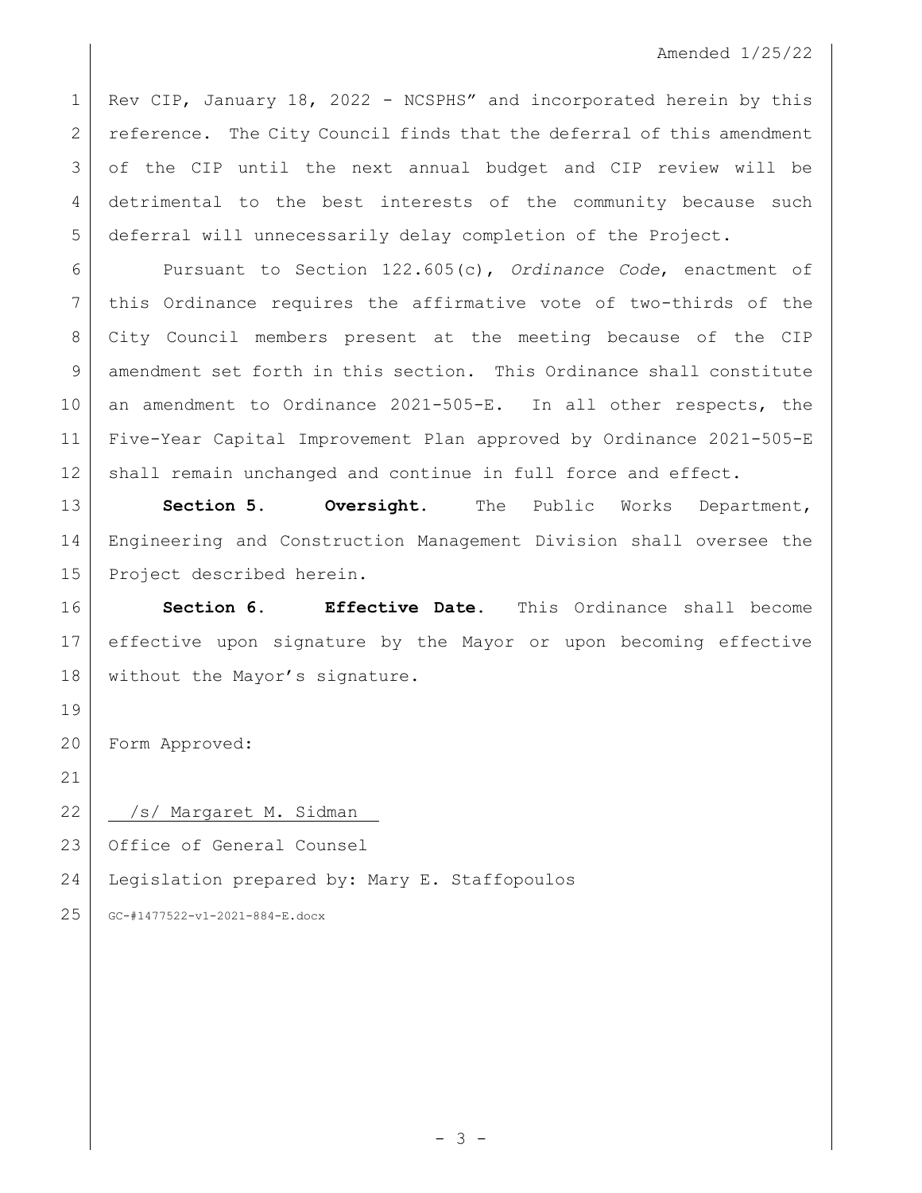Rev CIP, January 18, 2022 - NCSPHS" and incorporated herein by this reference. The City Council finds that the deferral of this amendment of the CIP until the next annual budget and CIP review will be detrimental to the best interests of the community because such deferral will unnecessarily delay completion of the Project.

Pursuant to Section 122.605(c), *Ordinance Code*, enactment of this Ordinance requires the affirmative vote of two-thirds of the City Council members present at the meeting because of the CIP amendment set forth in this section. This Ordinance shall constitute an amendment to Ordinance 2021-505-E. In all other respects, the Five-Year Capital Improvement Plan approved by Ordinance 2021-505-E shall remain unchanged and continue in full force and effect.

**Section 5. Oversight.** The Public Works Department, Engineering and Construction Management Division shall oversee the Project described herein.

**Section 6. Effective Date.** This Ordinance shall become effective upon signature by the Mayor or upon becoming effective without the Mayor's signature.

Form Approved:

/s/ Margaret M. Sidman

Office of General Counsel

Legislation prepared by: Mary E. Staffopoulos

GC-#1477522-v1-2021-884-E.docx